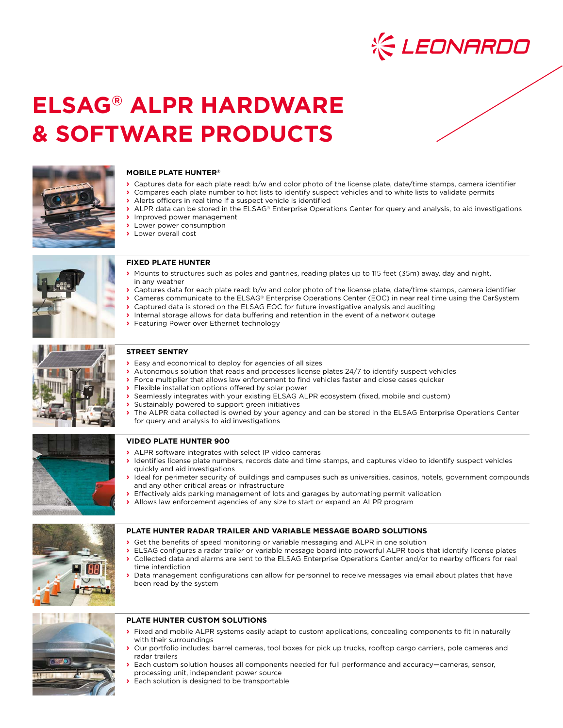LEONARDO

# ELSAG® ALPR HARDWARE & SOFTWARE PRODUCTS

### MOBILE PLATE HUNTER®

- Captures data for each plate read: b/w and color photo of the license plate, date/time stamps, camera identifier
- Compares each plate number to hot lists to identify suspect vehicles and to white lists to validate permits
- Alerts officers in real time if a suspect vehicle is identified
- ALPR data can be stored in the ELSAG® Enterprise Operations Center for query and analysis, to aid investigations
- Improved power management
- Lower power consumption
- Lower overall cost

### FIXED PLATE HUNTER

- Mounts to structures such as poles and gantries, reading plates up to 115 feet (35m) away, day and night, in any weather
- Captures data for each plate read: b/w and color photo of the license plate, date/time stamps, camera identifier
- Cameras communicate to the ELSAG® Enterprise Operations Center (EOC) in near real time using the CarSystem
- Captured data is stored on the ELSAG EOC for future investigative analysis and auditing
- Internal storage allows for data buffering and retention in the event of a network outage
- Featuring Power over Ethernet technology

### STREET SENTRY

- Easy and economical to deploy for agencies of all sizes
- Autonomous solution that reads and processes license plates 24/7 to identify suspect vehicles
- Force multiplier that allows law enforcement to find vehicles faster and close cases quicker
- Flexible installation options offered by solar power
- Seamlessly integrates with your existing ELSAG ALPR ecosystem (fixed, mobile and custom)
- Sustainably powered to support green initiatives
- The ALPR data collected is owned by your agency and can be stored in the ELSAG Enterprise Operations Center for query and analysis to aid investigations

### VIDEO PLATE HUNTER 900

- ALPR software integrates with select IP video cameras
- Identifies license plate numbers, records date and time stamps, and captures video to identify suspect vehicles quickly and aid investigations
- Ideal for perimeter security of buildings and campuses such as universities, casinos, hotels, government compounds and any other critical areas or infrastructure
- Effectively aids parking management of lots and garages by automating permit validation
- Allows law enforcement agencies of any size to start or expand an ALPR program

### PLATE HUNTER RADAR TRAILER AND VARIABLE MESSAGE BOARD SOLUTIONS

- Get the benefits of speed monitoring or variable messaging and ALPR in one solution
- ELSAG configures a radar trailer or variable message board into powerful ALPR tools that identify license plates
- Collected data and alarms are sent to the ELSAG Enterprise Operations Center and/or to nearby officers for real time interdiction
- Data management configurations can allow for personnel to receive messages via email about plates that have been read by the system

### PLATE HUNTER CUSTOM SOLUTIONS

- Fixed and mobile ALPR systems easily adapt to custom applications, concealing components to fit in naturally with their surroundings
- Our portfolio includes: barrel cameras, tool boxes for pick up trucks, rooftop cargo carriers, pole cameras and radar trailers
- Each custom solution houses all components needed for full performance and accuracy—cameras, sensor, processing unit, independent power source
- Each solution is designed to be transportable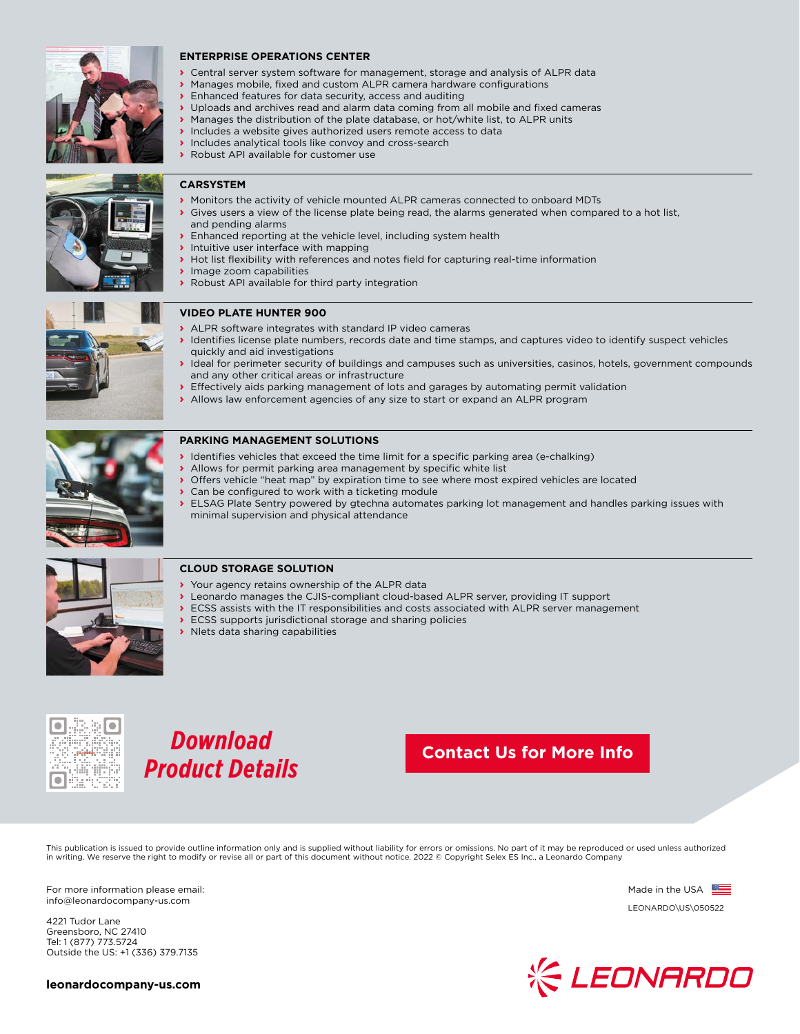## ENTERPRISE OPERATIONS CENTER

- Central server system software for management, storage and analysis of ALPR data
- Manages mobile, fixed and custom ALPR camera hardware configurations
- Enhanced features for data security, access and auditing
- Uploads and archives read and alarm data coming from all mobile and fixed cameras
- Manages the distribution of the plate database, or hot/white list, to ALPR units
- Includes a website gives authorized users remote access to data
- Includes analytical tools like convoy and cross-search
- Robust API available for customer use

## CARSYSTEM

- Monitors the activity of vehicle mounted ALPR cameras connected to onboard MDTs
- Gives users a view of the license plate being read, the alarms generated when compared to a hot list, and pending alarms
- Enhanced reporting at the vehicle level, including system health
- Intuitive user interface with mapping
- Hot list flexibility with references and notes field for capturing real-time information
- Image zoom capabilities
- Robust API available for third party integration

## VIDEO PLATE HUNTER 900

- ALPR software integrates with standard IP video cameras
- Identifies license plate numbers, records date and time stamps, and captures video to identify suspect vehicles quickly and aid investigations
- Ideal for perimeter security of buildings and campuses such as universities, casinos, hotels, government compounds and any other critical areas or infrastructure
- Effectively aids parking management of lots and garages by automating permit validation
- Allows law enforcement agencies of any size to start or expand an ALPR program

## PARKING MANAGEMENT SOLUTIONS

- Identifies vehicles that exceed the time limit for a specific parking area (e-chalking)
- Allows for permit parking area management by specific white list
- Offers vehicle "heat map" by expiration time to see where most expired vehicles are located
- Can be configured to work with a ticketing module
- ELSAG Plate Sentry powered by gtechna automates parking lot management and handles parking issues with minimal supervision and physical attendance

## CLOUD STORAGE SOLUTION

- Your agency retains ownership of the ALPR data
- Leonardo manages the CJIS-compliant cloud-based ALPR server, providing IT support
- ECSS assists with the IT responsibilities and costs associated with ALPR server management
- ECSS supports jurisdictional storage and sharing policies
- Nlets data sharing capabilities

**Download Product Details**

**Contact Us for More Info**

This publication is issued to provide outline information only and is supplied without liability for errors or omissions. No part of it may be reproduced or used unless authorized in writing. We reserve the right to modify or revise all or part of this document without notice. 2022 © Copyright Selex ES Inc., a Leonardo Company

For more information please email:
info@leonardocompany-us.com

4221 Tudor Lane
Greensboro, NC 27410
Tel: 1 (877) 773.5724
Outside the US: +1 (336) 379.7135

**leonardocompany-us.com**

Made in the USA

LEONARDO\US\050522

LEONARDO